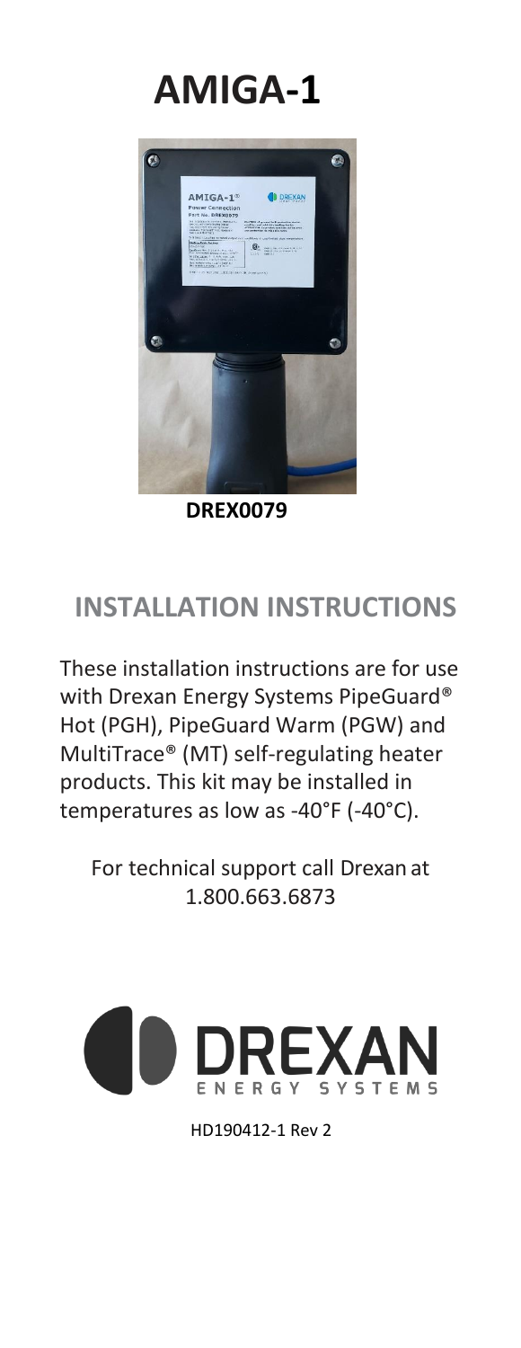# AMIGA-1

**DREX0079**

## INSTALLATION INSTRUCTIONS

These installation instructions are for use with Drexan Energy Systems PipeGuard® Hot (PGH), PipeGuard Warm (PGW) and MultiTrace® (MT) self-regulating heater products. This kit may be installed in temperatures as low as -40°F (-40°C).

For technical support call Drexan at 1.800.663.6873

DREXAN ENERGY SYSTEMS

HD190412-1 Rev 2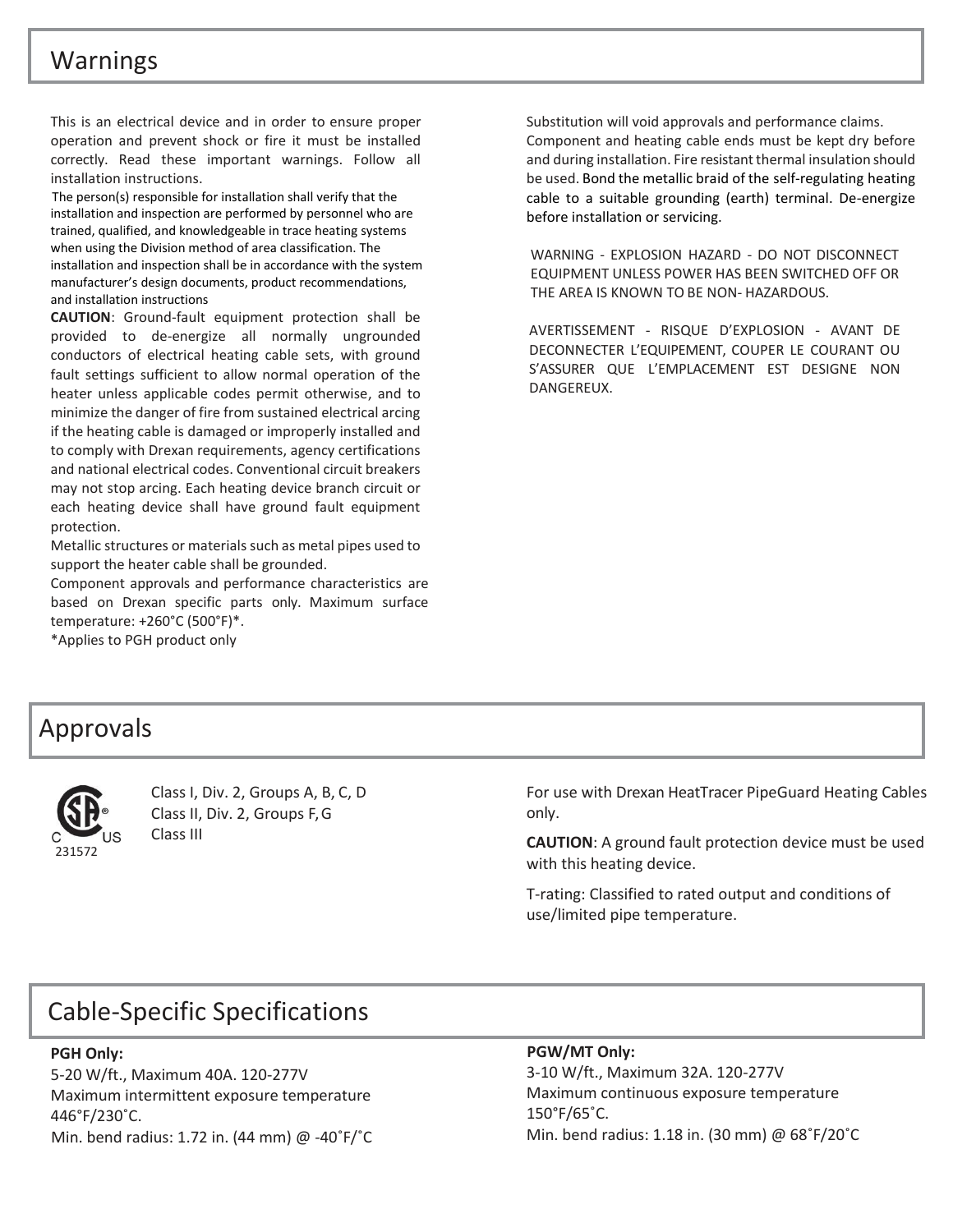## Warnings

This is an electrical device and in order to ensure proper operation and prevent shock or fire it must be installed correctly. Read these important warnings. Follow all installation instructions.

The person(s) responsible for installation shall verify that the installation and inspection are performed by personnel who are trained, qualified, and knowledgeable in trace heating systems when using the Division method of area classification. The installation and inspection shall be in accordance with the system manufacturer's design documents, product recommendations, and installation instructions

**CAUTION**: Ground-fault equipment protection shall be provided to de-energize all normally ungrounded conductors of electrical heating cable sets, with ground fault settings sufficient to allow normal operation of the heater unless applicable codes permit otherwise, and to minimize the danger of fire from sustained electrical arcing if the heating cable is damaged or improperly installed and to comply with Drexan requirements, agency certifications and national electrical codes. Conventional circuit breakers may not stop arcing. Each heating device branch circuit or each heating device shall have ground fault equipment protection.

Metallic structures or materials such as metal pipes used to support the heater cable shall be grounded.

Component approvals and performance characteristics are based on Drexan specific parts only. Maximum surface temperature: +260°C (500°F)*.

*Applies to PGH product only

Substitution will void approvals and performance claims. Component and heating cable ends must be kept dry before and during installation. Fire resistant thermal insulation should be used. Bond the metallic braid of the self-regulating heating cable to a suitable grounding (earth) terminal. De-energize before installation or servicing.

WARNING - EXPLOSION HAZARD - DO NOT DISCONNECT EQUIPMENT UNLESS POWER HAS BEEN SWITCHED OFF OR THE AREA IS KNOWN TO BE NON- HAZARDOUS.

AVERTISSEMENT - RISQUE D'EXPLOSION - AVANT DE DECONNECTER L'EQUIPEMENT, COUPER LE COURANT OU S'ASSURER QUE L'EMPLACEMENT EST DESIGNE NON DANGEREUX.

## Approvals

C US 231572

Class I, Div. 2, Groups A, B, C, D
Class II, Div. 2, Groups F, G
Class III

For use with Drexan HeatTracer PipeGuard Heating Cables only.

**CAUTION**: A ground fault protection device must be used with this heating device.

T-rating: Classified to rated output and conditions of use/limited pipe temperature.

## Cable-Specific Specifications

**PGH Only:**

5-20 W/ft., Maximum 40A. 120-277V
Maximum intermittent exposure temperature 446˚F/230˚C.
Min. bend radius: 1.72 in. (44 mm) @ -40˚F/˚C

**PGW/MT Only:**

3-10 W/ft., Maximum 32A. 120-277V
Maximum continuous exposure temperature 150˚F/65˚C.
Min. bend radius: 1.18 in. (30 mm) @ 68˚F/20˚C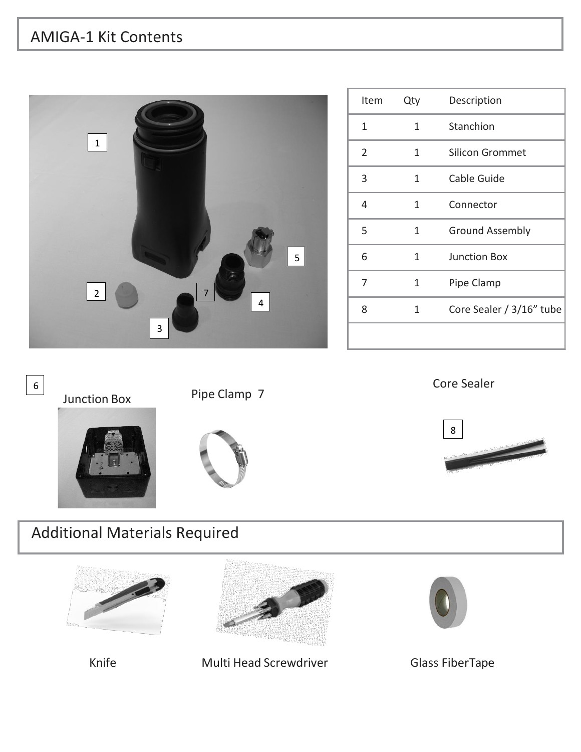## AMIGA-1 Kit Contents

| Item | Qty | Description |
|---|---|---|
| 1 | 1 | Stanchion |
| 2 | 1 | Silicon Grommet |
| 3 | 1 | Cable Guide |
| 4 | 1 | Connector |
| 5 | 1 | Ground Assembly |
| 6 | 1 | Junction Box |
| 7 | 1 | Pipe Clamp |
| 8 | 1 | Core Sealer / 3/16” tube |
| | | |

6 Junction Box

Pipe Clamp 7

Core Sealer

8

## Additional Materials Required

Knife

Multi Head Screwdriver

Glass FiberTape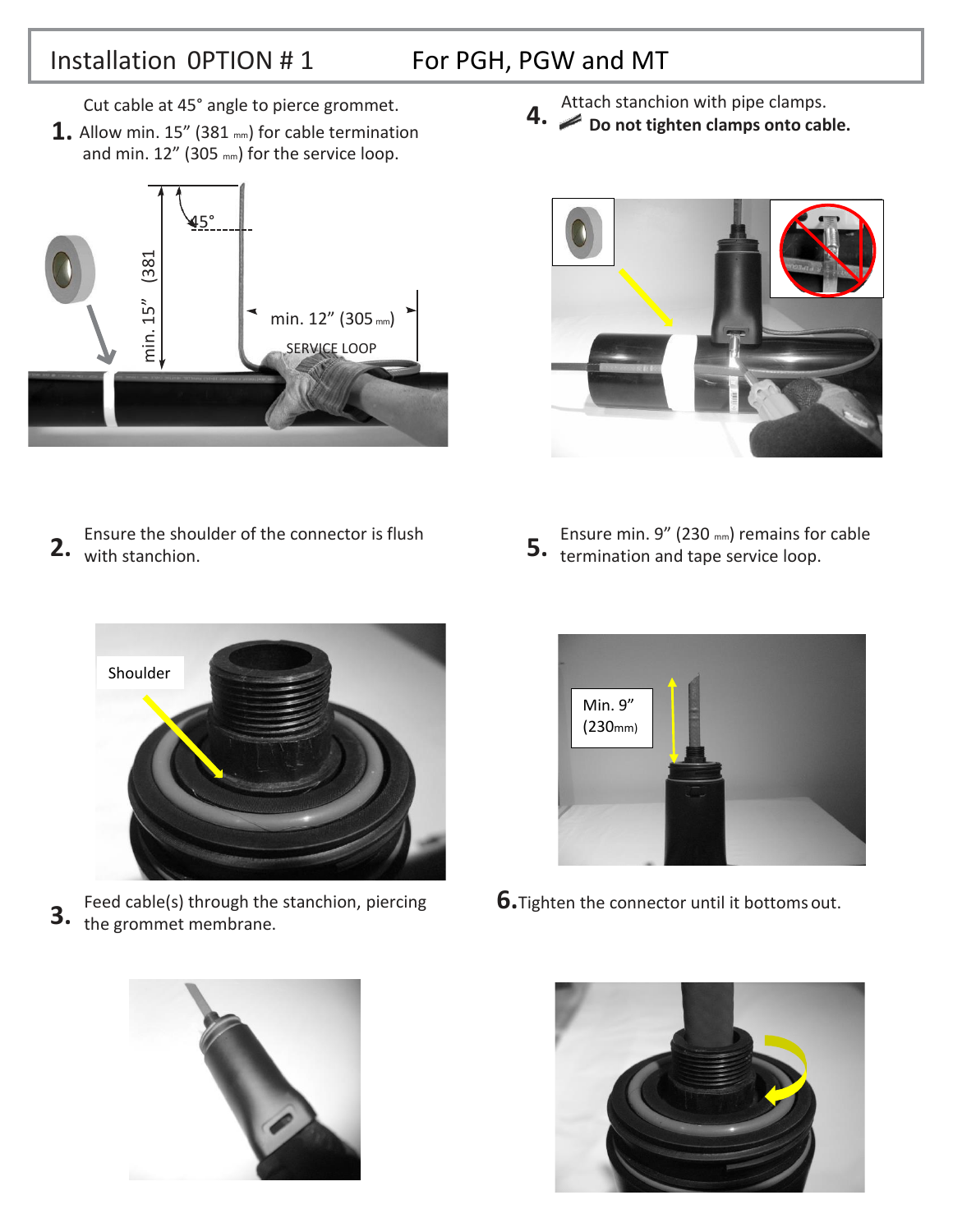# Installation 0PTION # 1 For PGH, PGW and MT

**1.** Cut cable at 45° angle to pierce grommet. Allow min. 15" (381 mm) for cable termination and min. 12" (305 mm) for the service loop.

45°

min. 15" (381

min. 12" (305 mm)

SERVICE LOOP

**2.** Ensure the shoulder of the connector is flush with stanchion.

Shoulder

**3.** Feed cable(s) through the stanchion, piercing the grommet membrane.

**4.** Attach stanchion with pipe clamps. **Do not tighten clamps onto cable.**

**5.** Ensure min. 9" (230 mm) remains for cable termination and tape service loop.

Min. 9" (230mm)

**6.** Tighten the connector until it bottoms out.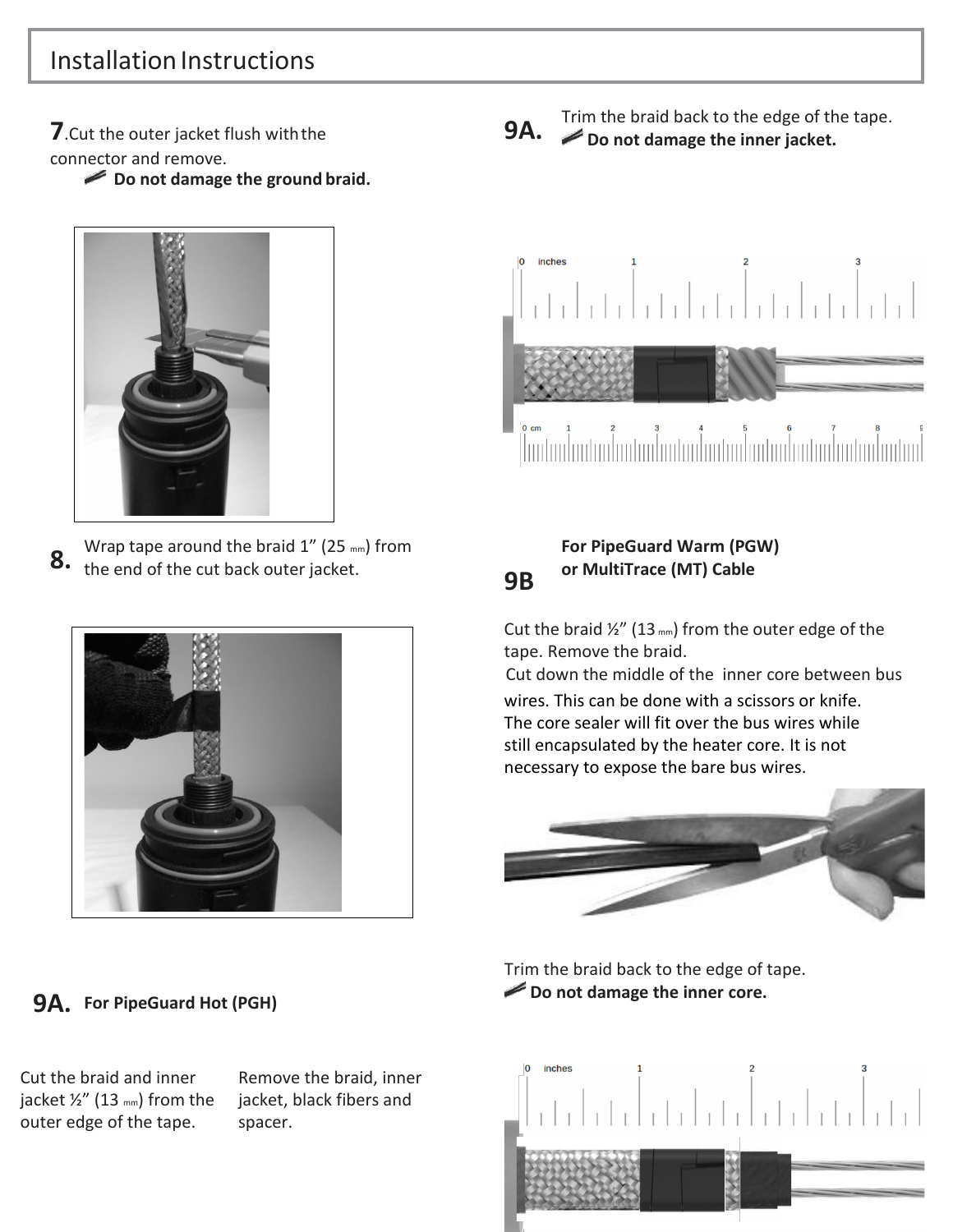# Installation Instructions

**7.** Cut the outer jacket flush with the connector and remove.

**Do not damage the ground braid.**

**8.** Wrap tape around the braid 1” (25 mm) from the end of the cut back outer jacket.

**9A. For PipeGuard Hot (PGH)**

Cut the braid and inner jacket ½” (13 mm) from the outer edge of the tape.

Remove the braid, inner jacket, black fibers and spacer.

**9A.** Trim the braid back to the edge of the tape.

**Do not damage the inner jacket.**

**9B For PipeGuard Warm (PGW) or MultiTrace (MT) Cable**

Cut the braid ½” (13 mm) from the outer edge of the tape. Remove the braid.

Cut down the middle of the inner core between bus wires. This can be done with a scissors or knife. The core sealer will fit over the bus wires while still encapsulated by the heater core. It is not necessary to expose the bare bus wires.

Trim the braid back to the edge of tape.

**Do not damage the inner core.**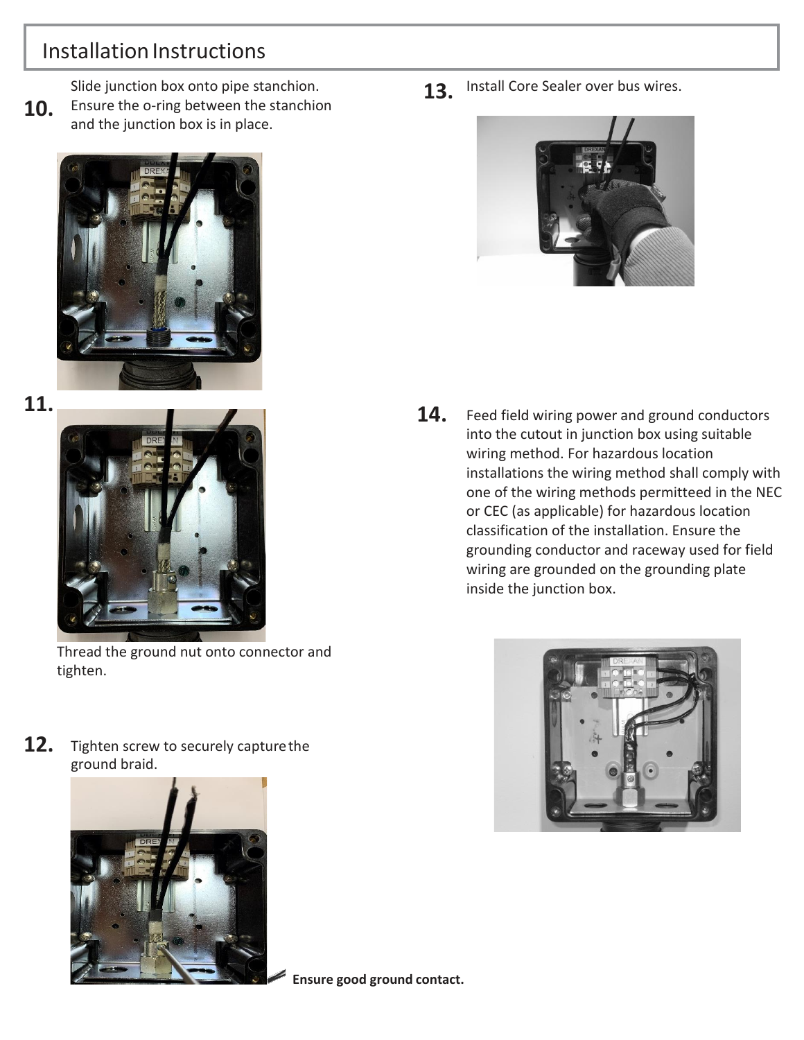# Installation Instructions

**10.** Slide junction box onto pipe stanchion. Ensure the o-ring between the stanchion and the junction box is in place.

**11.** Thread the ground nut onto connector and tighten.

**12.** Tighten screw to securely capture the ground braid.

**Ensure good ground contact.**

**13.** Install Core Sealer over bus wires.

**14.** Feed field wiring power and ground conductors into the cutout in junction box using suitable wiring method. For hazardous location installations the wiring method shall comply with one of the wiring methods permitteed in the NEC or CEC (as applicable) for hazardous location classification of the installation. Ensure the grounding conductor and raceway used for field wiring are grounded on the grounding plate inside the junction box.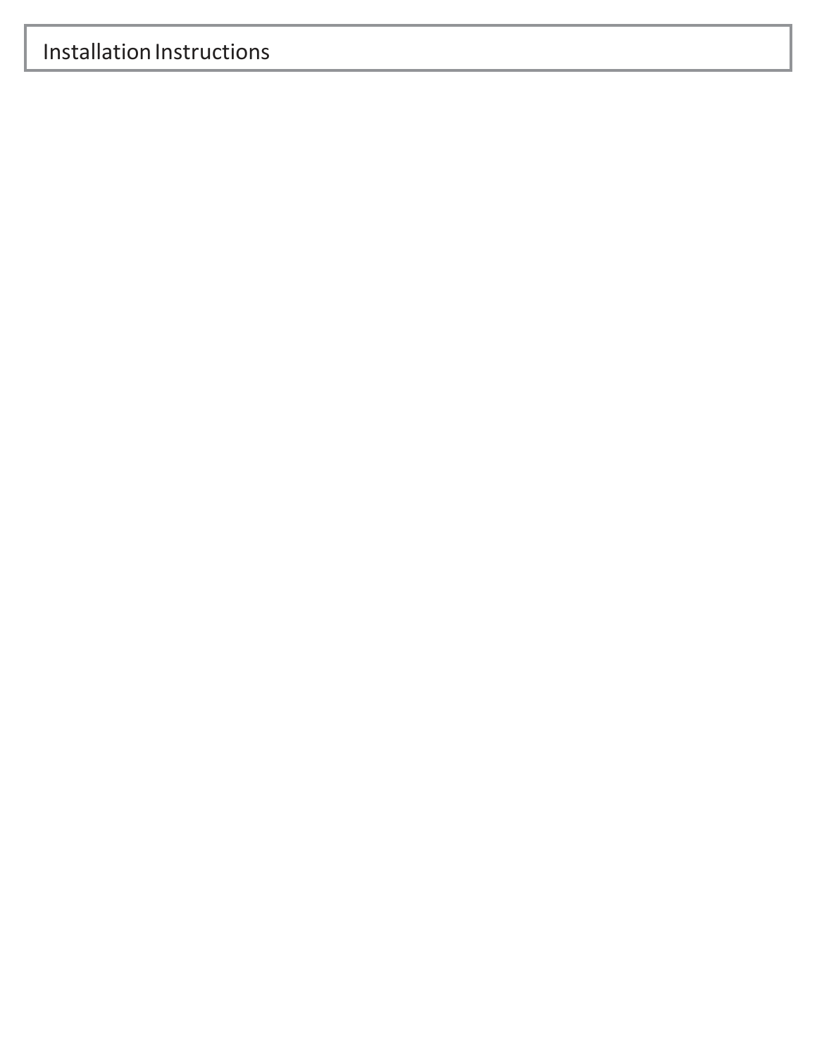# Installation Instructions